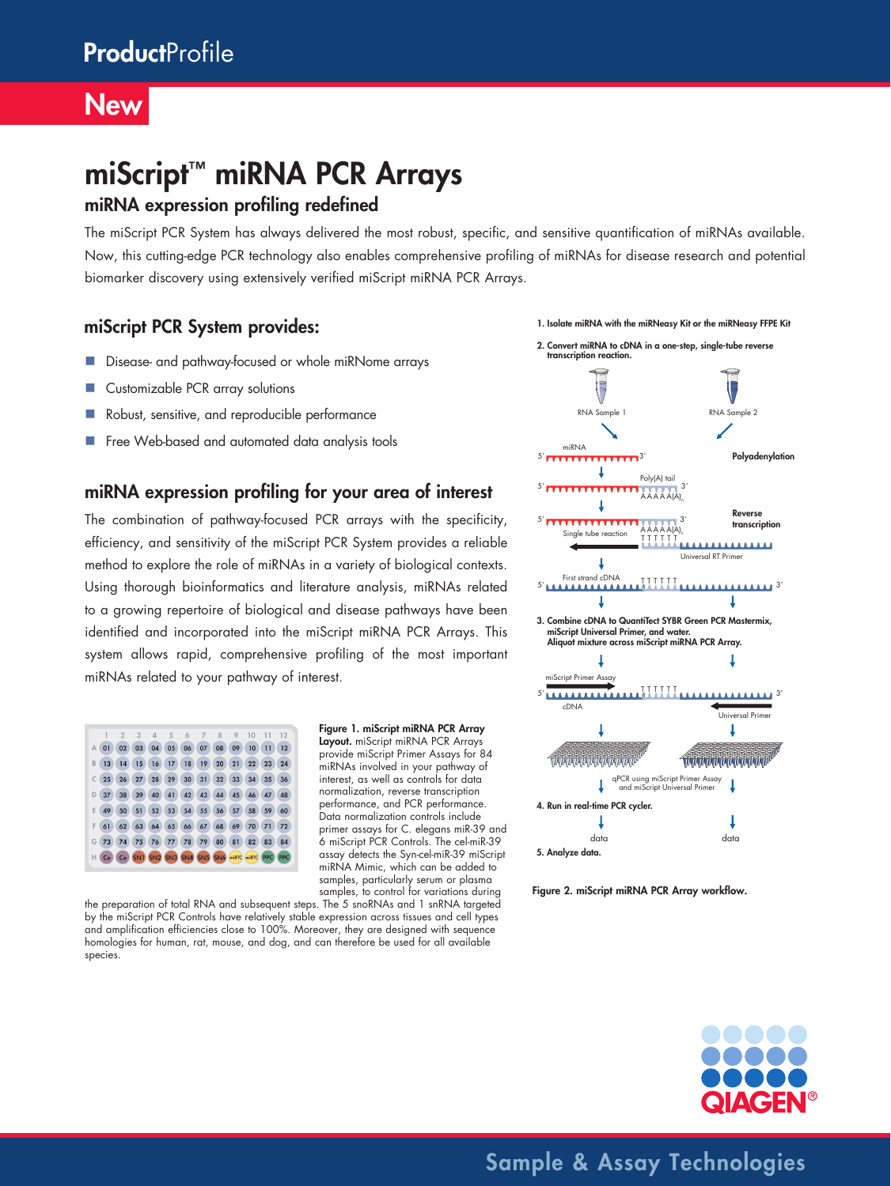# miScript™ miRNA PCR Arrays

## miRNA expression profiling redefined

The miScript PCR System has always delivered the most robust, specific, and sensitive quantification of miRNAs available. Now, this cutting-edge PCR technology also enables comprehensive profiling of miRNAs for disease research and potential biomarker discovery using extensively verified miScript miRNA PCR Arrays.

### miScript PCR System provides:

- Disease- and pathway-focused or whole miRNome arrays
- Customizable PCR array solutions
- Robust, sensitive, and reproducible performance
- Free Web-based and automated data analysis tools

### miRNA expression profiling for your area of interest

The combination of pathway-focused PCR arrays with the specificity, efficiency, and sensitivity of the miScript PCR System provides a reliable method to explore the role of miRNAs in a variety of biological contexts. Using thorough bioinformatics and literature analysis, miRNAs related to a growing repertoire of biological and disease pathways have been identified and incorporated into the miScript miRNA PCR Arrays. This system allows rapid, comprehensive profiling of the most important miRNAs related to your pathway of interest.

| | 1 | 2 | 3 | 4 | 5 | 6 | 7 | 8 | 9 | 10 | 11 | 12 |
|---|---|---|---|---|---|---|---|---|---|---|---|---|
| A | 01 | 02 | 03 | 04 | 05 | 06 | 07 | 08 | 09 | 10 | 11 | 12 |
| B | 13 | 14 | 15 | 16 | 17 | 18 | 19 | 20 | 21 | 22 | 23 | 24 |
| C | 25 | 26 | 27 | 28 | 29 | 30 | 31 | 32 | 33 | 34 | 35 | 36 |
| D | 37 | 38 | 39 | 40 | 41 | 42 | 43 | 44 | 45 | 46 | 47 | 48 |
| E | 49 | 50 | 51 | 52 | 53 | 54 | 55 | 56 | 57 | 58 | 59 | 60 |
| F | 61 | 62 | 63 | 64 | 65 | 66 | 67 | 68 | 69 | 70 | 71 | 72 |
| G | 73 | 74 | 75 | 76 | 77 | 78 | 79 | 80 | 81 | 82 | 83 | 84 |
| H | Ce | Ce | SN1 | SN2 | SN3 | SN4 | SN5 | SN6 | miRTC | miRTC | PPC | PPC |

**Figure 1. miScript miRNA PCR Array Layout.** miScript miRNA PCR Arrays provide miScript Primer Assays for 84 miRNAs involved in your pathway of interest, as well as controls for data normalization, reverse transcription performance, and PCR performance. Data normalization controls include primer assays for C. elegans miR-39 and 6 miScript PCR Controls. The cel-miR-39 assay detects the Syn-cel-miR-39 miScript miRNA Mimic, which can be added to samples, particularly serum or plasma samples, to control for variations during the preparation of total RNA and subsequent steps. The 5 snoRNAs and 1 snRNA targeted by the miScript PCR Controls have relatively stable expression across tissues and cell types and amplification efficiencies close to 100%. Moreover, they are designed with sequence homologies for human, rat, mouse, and dog, and can therefore be used for all available species.

**1. Isolate miRNA with the miRNeasy Kit or the miRNeasy FFPE Kit**

**2. Convert miRNA to cDNA in a one-step, single-tube reverse transcription reaction.**

RNA Sample 1 — RNA Sample 2

miRNA 5′ … 3′ — **Polyadenylation**

Poly(A) tail 5′ … AAAAA(A)n 3′

**Reverse transcription** — Single tube reaction — TTTTTT — Universal RT Primer

First strand cDNA 5′ … TTTTTT … 3′

**3. Combine cDNA to QuantiTect SYBR Green PCR Mastermix, miScript Universal Primer, and water. Aliquot mixture across miScript miRNA PCR Array.**

miScript Primer Assay — cDNA — TTTTTT — Universal Primer

qPCR using miScript Primer Assay and miScript Universal Primer

**4. Run in real-time PCR cycler.**

data — data

**5. Analyze data.**

**Figure 2. miScript miRNA PCR Array workflow.**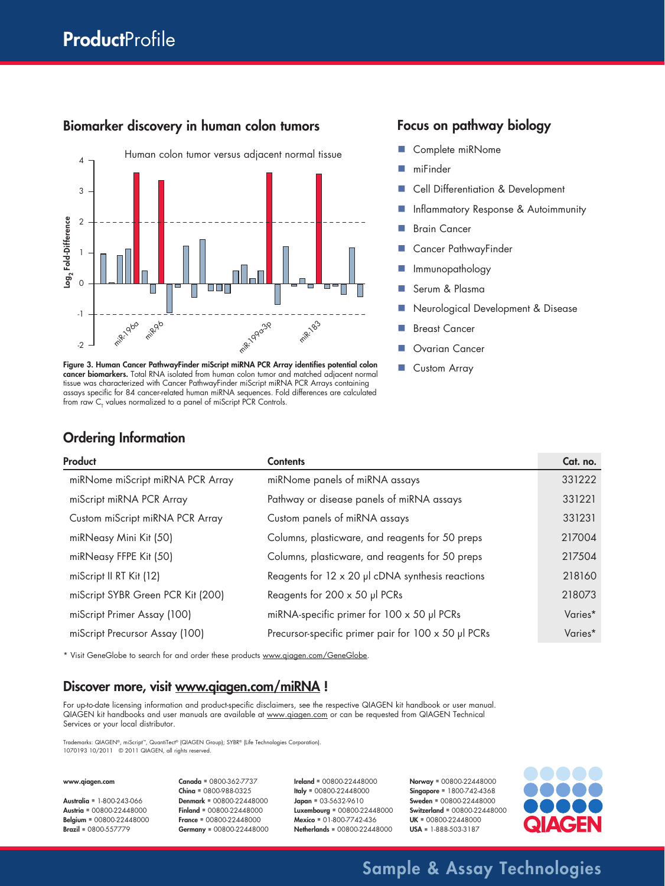## Biomarker discovery in human colon tumors

Human colon tumor versus adjacent normal tissue

$Log_2$ Fold-Difference

4
3
2
1
0
-1
-2

miR-196a
miR-96
miR-199a-3p
miR-183

**Figure 3. Human Cancer PathwayFinder miScript miRNA PCR Array identifies potential colon cancer biomarkers.** Total RNA isolated from human colon tumor and matched adjacent normal tissue was characterized with Cancer PathwayFinder miScript miRNA PCR Arrays containing assays specific for 84 cancer-related human miRNA sequences. Fold differences are calculated from raw $C_T$ values normalized to a panel of miScript PCR Controls.

## Focus on pathway biology

- Complete miRNome
- miFinder
- Cell Differentiation & Development
- Inflammatory Response & Autoimmunity
- Brain Cancer
- Cancer PathwayFinder
- Immunopathology
- Serum & Plasma
- Neurological Development & Disease
- Breast Cancer
- Ovarian Cancer
- Custom Array

## Ordering Information

| Product | Contents | Cat. no. |
|---|---|---|
| miRNome miScript miRNA PCR Array | miRNome panels of miRNA assays | 331222 |
| miScript miRNA PCR Array | Pathway or disease panels of miRNA assays | 331221 |
| Custom miScript miRNA PCR Array | Custom panels of miRNA assays | 331231 |
| miRNeasy Mini Kit (50) | Columns, plasticware, and reagents for 50 preps | 217004 |
| miRNeasy FFPE Kit (50) | Columns, plasticware, and reagents for 50 preps | 217504 |
| miScript II RT Kit (12) | Reagents for 12 x 20 µl cDNA synthesis reactions | 218160 |
| miScript SYBR Green PCR Kit (200) | Reagents for 200 x 50 µl PCRs | 218073 |
| miScript Primer Assay (100) | miRNA-specific primer for 100 x 50 µl PCRs | Varies* |
| miScript Precursor Assay (100) | Precursor-specific primer pair for 100 x 50 µl PCRs | Varies* |

* Visit GeneGlobe to search for and order these products www.qiagen.com/GeneGlobe.

## Discover more, visit www.qiagen.com/miRNA !

For up-to-date licensing information and product-specific disclaimers, see the respective QIAGEN kit handbook or user manual. QIAGEN kit handbooks and user manuals are available at www.qiagen.com or can be requested from QIAGEN Technical Services or your local distributor.

Trademarks: QIAGEN®, miScript™, QuantiTect® (QIAGEN Group); SYBR® (Life Technologies Corporation).
1070193 10/2011 © 2011 QIAGEN, all rights reserved.

**www.qiagen.com**

**Australia** ▪ 1-800-243-066
**Austria** ▪ 00800-22448000
**Belgium** ▪ 00800-22448000
**Brazil** ▪ 0800-557779
**Canada** ▪ 0800-362-7737
**China** ▪ 0800-988-0325
**Denmark** ▪ 00800-22448000
**Finland** ▪ 00800-22448000
**France** ▪ 00800-22448000
**Germany** ▪ 00800-22448000
**Ireland** ▪ 00800-22448000
**Italy** ▪ 00800-22448000
**Japan** ▪ 03-5632-9610
**Luxembourg** ▪ 00800-22448000
**Mexico** ▪ 01-800-7742-436
**Netherlands** ▪ 00800-22448000
**Norway** ▪ 00800-22448000
**Singapore** ▪ 1800-742-4368
**Sweden** ▪ 00800-22448000
**Switzerland** ▪ 00800-22448000
**UK** ▪ 00800-22448000
**USA** ▪ 1-888-503-3187

QIAGEN

Sample & Assay Technologies